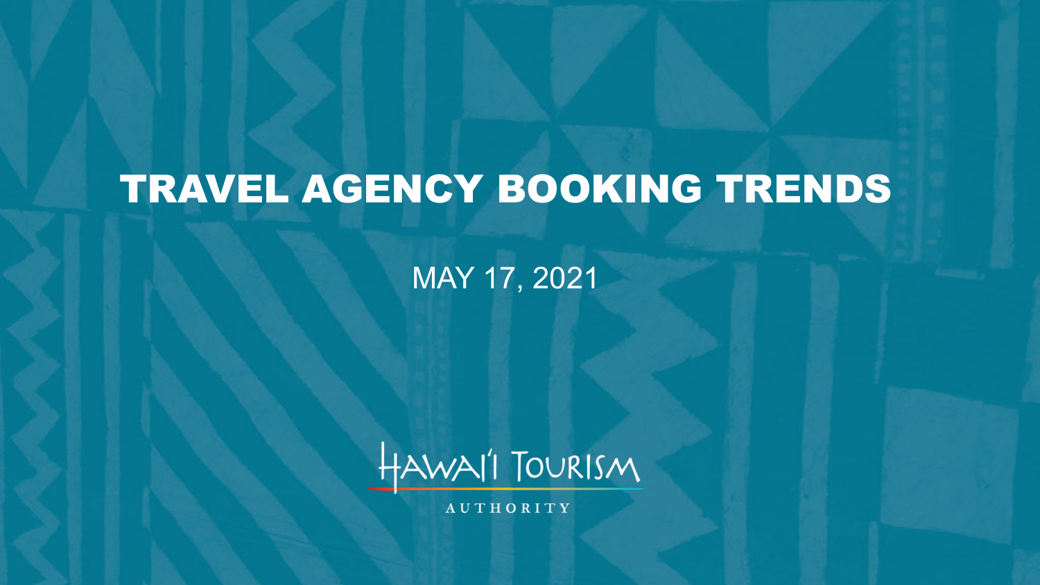# TRAVEL AGENCY BOOKING TRENDS

MAY 17, 2021

HAWAI'I TOURISM AUTHORITY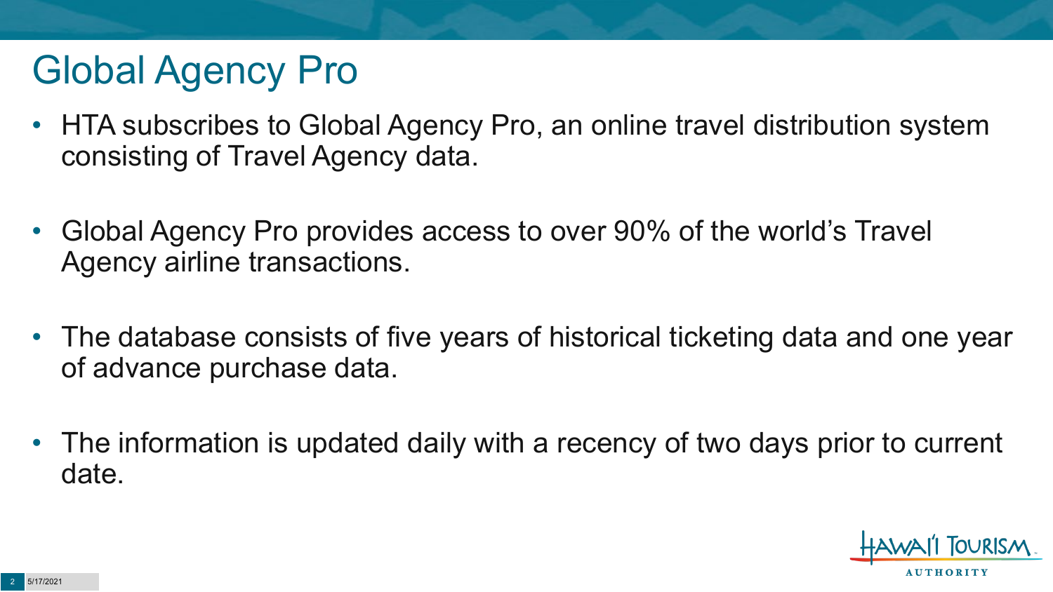# Global Agency Pro

- HTA subscribes to Global Agency Pro, an online travel distribution system consisting of Travel Agency data.
- Global Agency Pro provides access to over 90% of the world's Travel Agency airline transactions.
- The database consists of five years of historical ticketing data and one year of advance purchase data.
- The information is updated daily with a recency of two days prior to current date.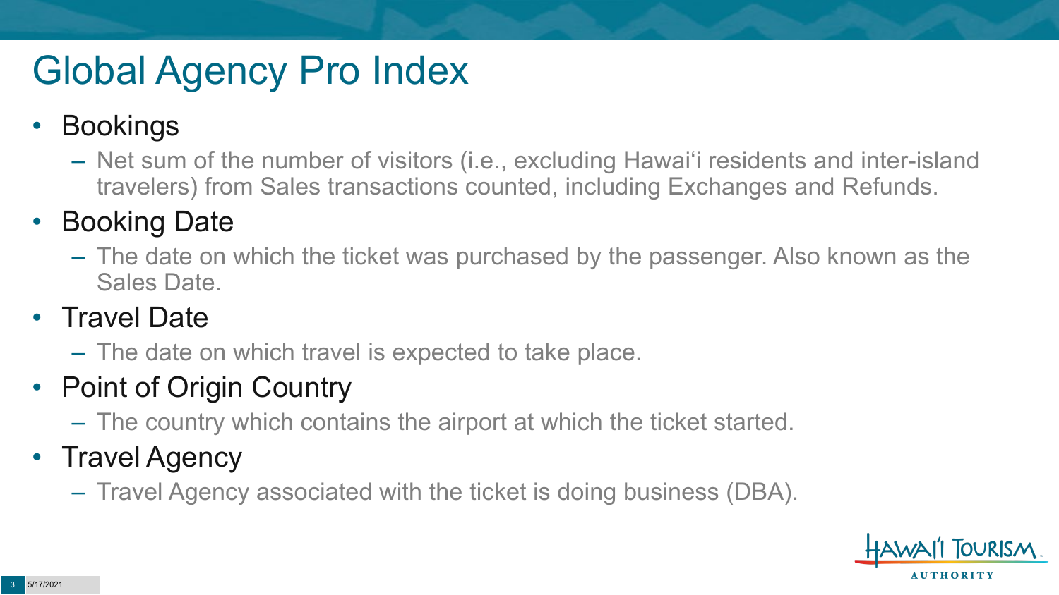# Global Agency Pro Index

- Bookings
  - Net sum of the number of visitors (i.e., excluding Hawai‘i residents and inter-island travelers) from Sales transactions counted, including Exchanges and Refunds.
- Booking Date
  - The date on which the ticket was purchased by the passenger. Also known as the Sales Date.
- Travel Date
  - The date on which travel is expected to take place.
- Point of Origin Country
  - The country which contains the airport at which the ticket started.
- Travel Agency
  - Travel Agency associated with the ticket is doing business (DBA).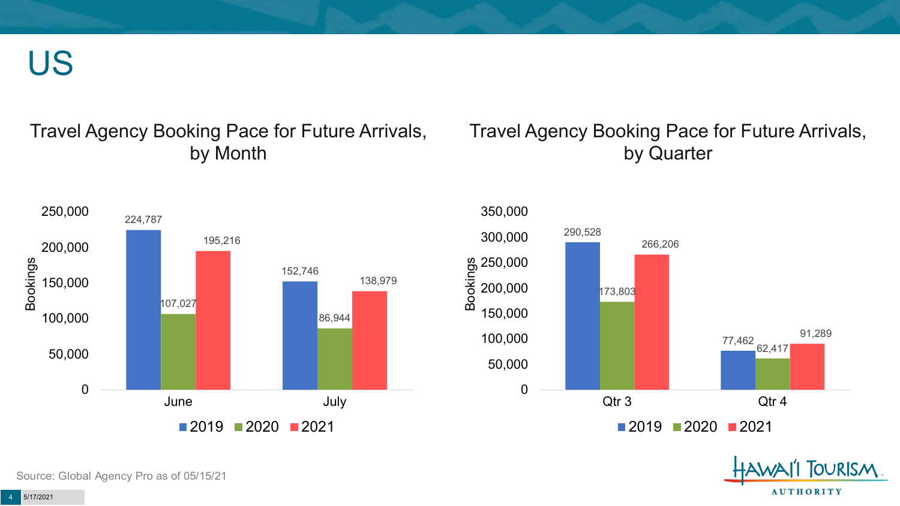# US

## Travel Agency Booking Pace for Future Arrivals, by Month

| Month | 2019 | 2020 | 2021 |
| --- | --- | --- | --- |
| June | 224,787 | 107,027 | 195,216 |
| July | 152,746 | 86,944 | 138,979 |

## Travel Agency Booking Pace for Future Arrivals, by Quarter

| Quarter | 2019 | 2020 | 2021 |
| --- | --- | --- | --- |
| Qtr 3 | 290,528 | 173,803 | 266,206 |
| Qtr 4 | 77,462 | 62,417 | 91,289 |

Source: Global Agency Pro as of 05/15/21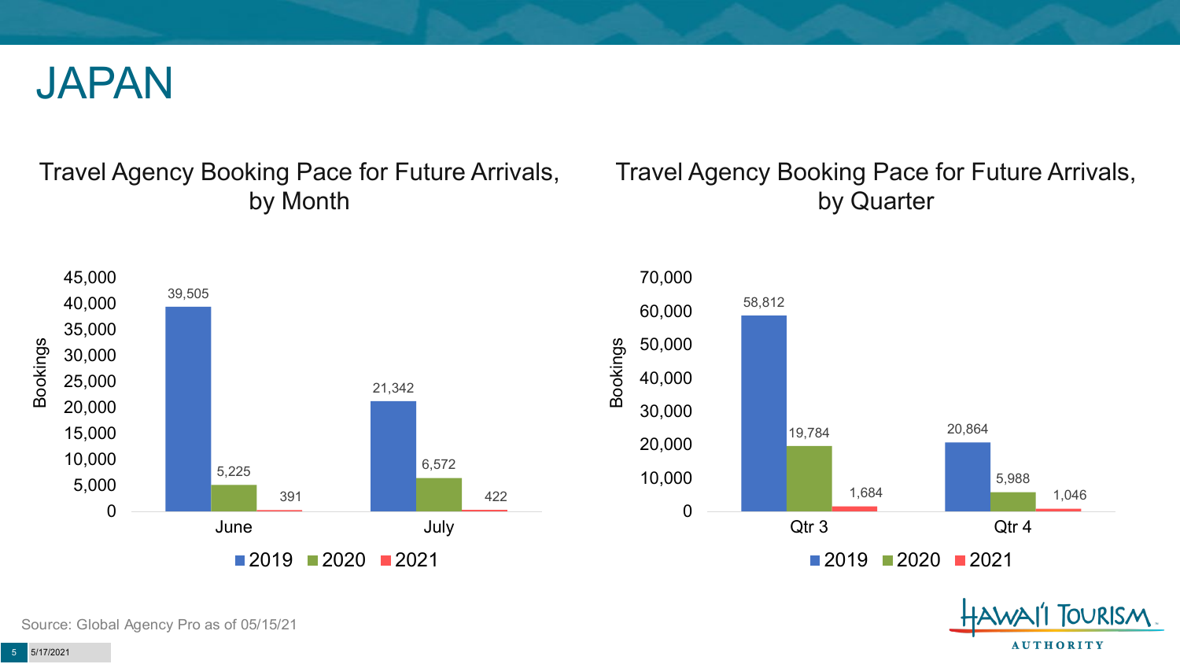# JAPAN

## Travel Agency Booking Pace for Future Arrivals, by Month

| Month | 2019 | 2020 | 2021 |
| --- | --- | --- | --- |
| June | 39,505 | 5,225 | 391 |
| July | 21,342 | 6,572 | 422 |

## Travel Agency Booking Pace for Future Arrivals, by Quarter

| Quarter | 2019 | 2020 | 2021 |
| --- | --- | --- | --- |
| Qtr 3 | 58,812 | 19,784 | 1,684 |
| Qtr 4 | 20,864 | 5,988 | 1,046 |

Source: Global Agency Pro as of 05/15/21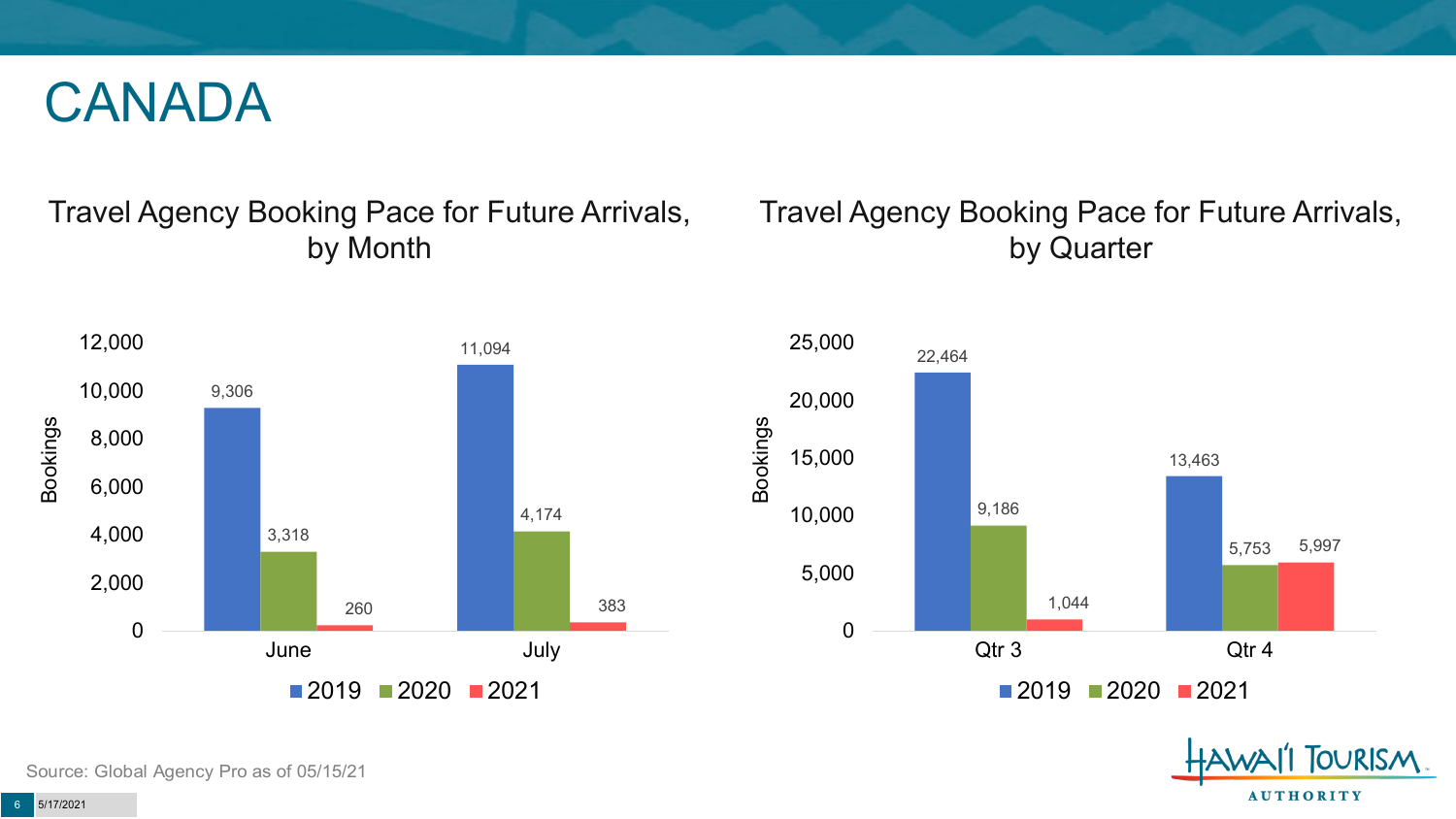# CANADA

## Travel Agency Booking Pace for Future Arrivals, by Month

| Month | 2019 | 2020 | 2021 |
|---|---|---|---|
| June | 9,306 | 3,318 | 260 |
| July | 11,094 | 4,174 | 383 |

## Travel Agency Booking Pace for Future Arrivals, by Quarter

| Quarter | 2019 | 2020 | 2021 |
|---|---|---|---|
| Qtr 3 | 22,464 | 9,186 | 1,044 |
| Qtr 4 | 13,463 | 5,753 | 5,997 |

Source: Global Agency Pro as of 05/15/21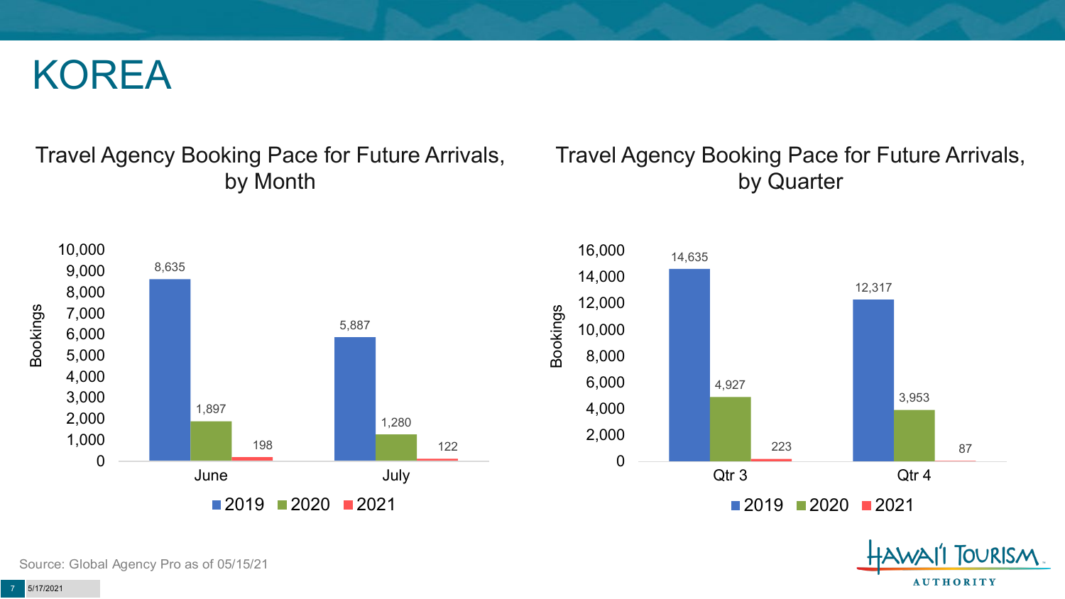# KOREA

## Travel Agency Booking Pace for Future Arrivals, by Month

| Month | 2019 | 2020 | 2021 |
|---|---|---|---|
| June | 8,635 | 1,897 | 198 |
| July | 5,887 | 1,280 | 122 |

## Travel Agency Booking Pace for Future Arrivals, by Quarter

| Quarter | 2019 | 2020 | 2021 |
|---|---|---|---|
| Qtr 3 | 14,635 | 4,927 | 223 |
| Qtr 4 | 12,317 | 3,953 | 87 |

Source: Global Agency Pro as of 05/15/21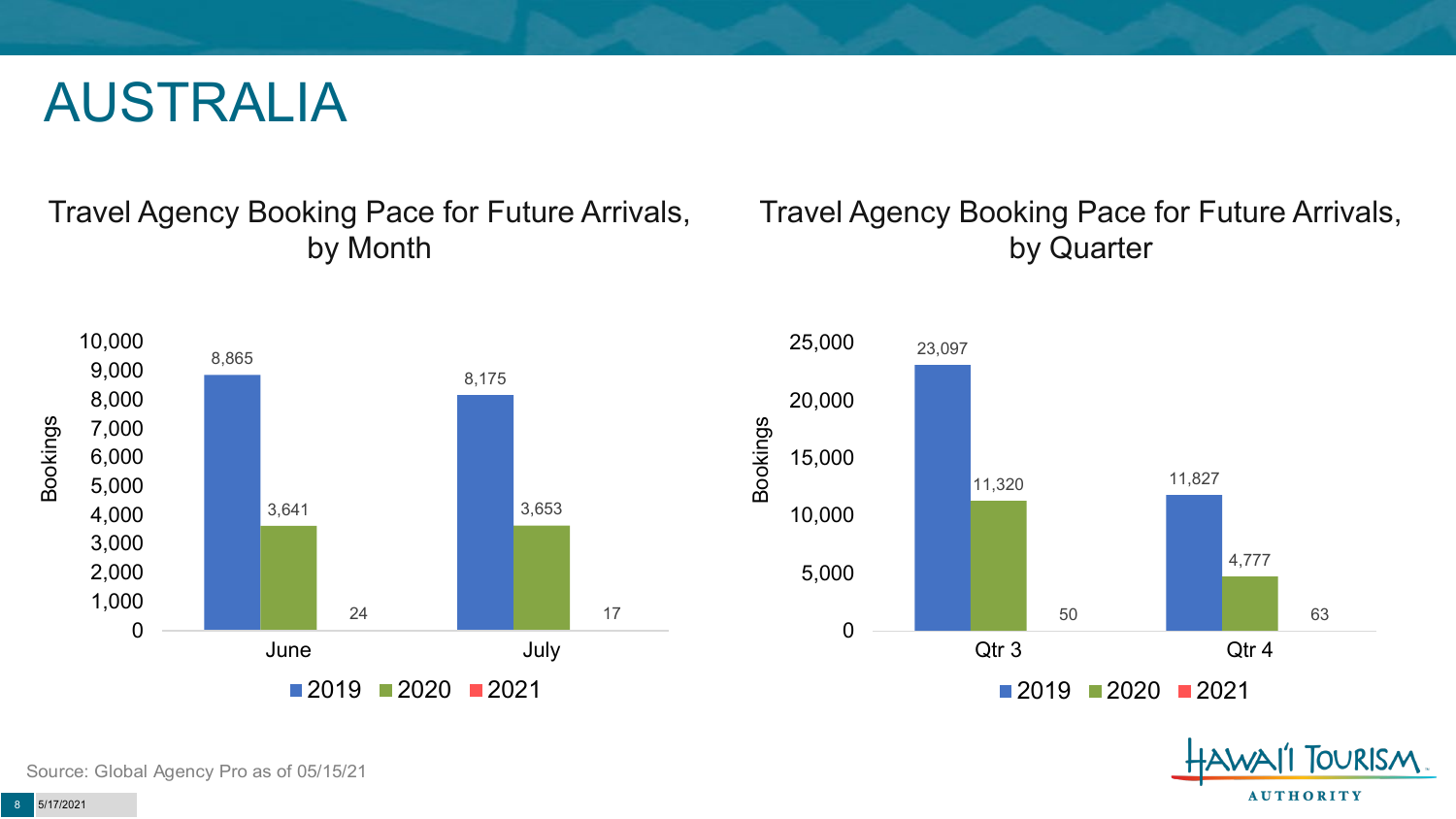# AUSTRALIA

## Travel Agency Booking Pace for Future Arrivals, by Month

| Month | 2019 | 2020 | 2021 |
|---|---|---|---|
| June | 8,865 | 3,641 | 24 |
| July | 8,175 | 3,653 | 17 |

## Travel Agency Booking Pace for Future Arrivals, by Quarter

| Quarter | 2019 | 2020 | 2021 |
|---|---|---|---|
| Qtr 3 | 23,097 | 11,320 | 50 |
| Qtr 4 | 11,827 | 4,777 | 63 |

Source: Global Agency Pro as of 05/15/21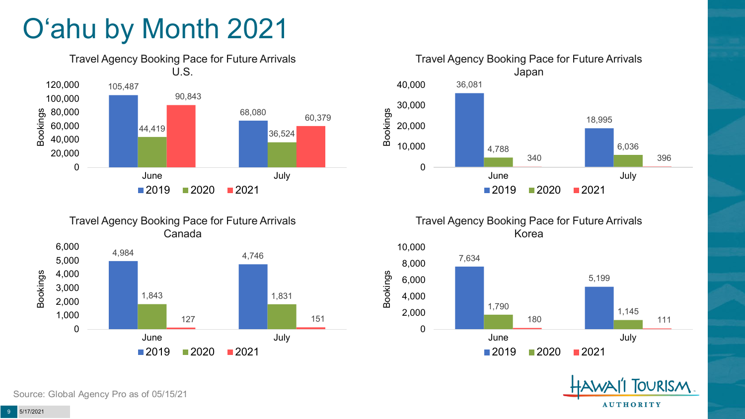# O‘ahu by Month 2021

### Travel Agency Booking Pace for Future Arrivals U.S.

| Bookings | 2019 | 2020 | 2021 |
|---|---|---|---|
| June | 105,487 | 44,419 | 90,843 |
| July | 68,080 | 36,524 | 60,379 |

### Travel Agency Booking Pace for Future Arrivals Japan

| Bookings | 2019 | 2020 | 2021 |
|---|---|---|---|
| June | 36,081 | 4,788 | 340 |
| July | 18,995 | 6,036 | 396 |

### Travel Agency Booking Pace for Future Arrivals Canada

| Bookings | 2019 | 2020 | 2021 |
|---|---|---|---|
| June | 4,984 | 1,843 | 127 |
| July | 4,746 | 1,831 | 151 |

### Travel Agency Booking Pace for Future Arrivals Korea

| Bookings | 2019 | 2020 | 2021 |
|---|---|---|---|
| June | 7,634 | 1,790 | 180 |
| July | 5,199 | 1,145 | 111 |

Source: Global Agency Pro as of 05/15/21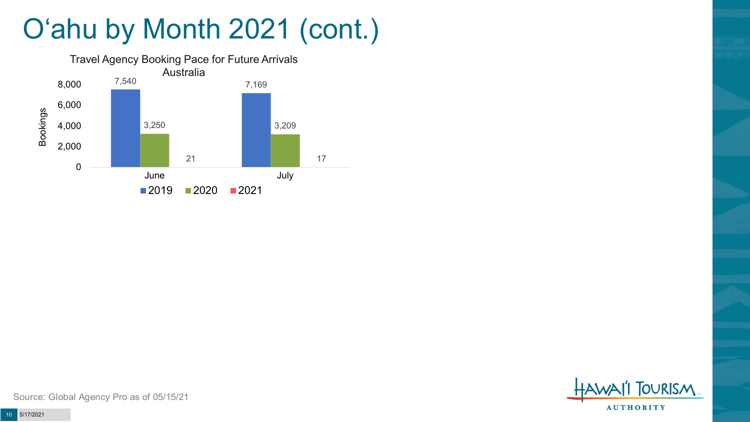# O‘ahu by Month 2021 (cont.)

**Travel Agency Booking Pace for Future Arrivals Australia**

| Month | 2019 | 2020 | 2021 |
|---|---|---|---|
| June | 7,540 | 3,250 | 21 |
| July | 7,169 | 3,209 | 17 |

Source: Global Agency Pro as of 05/15/21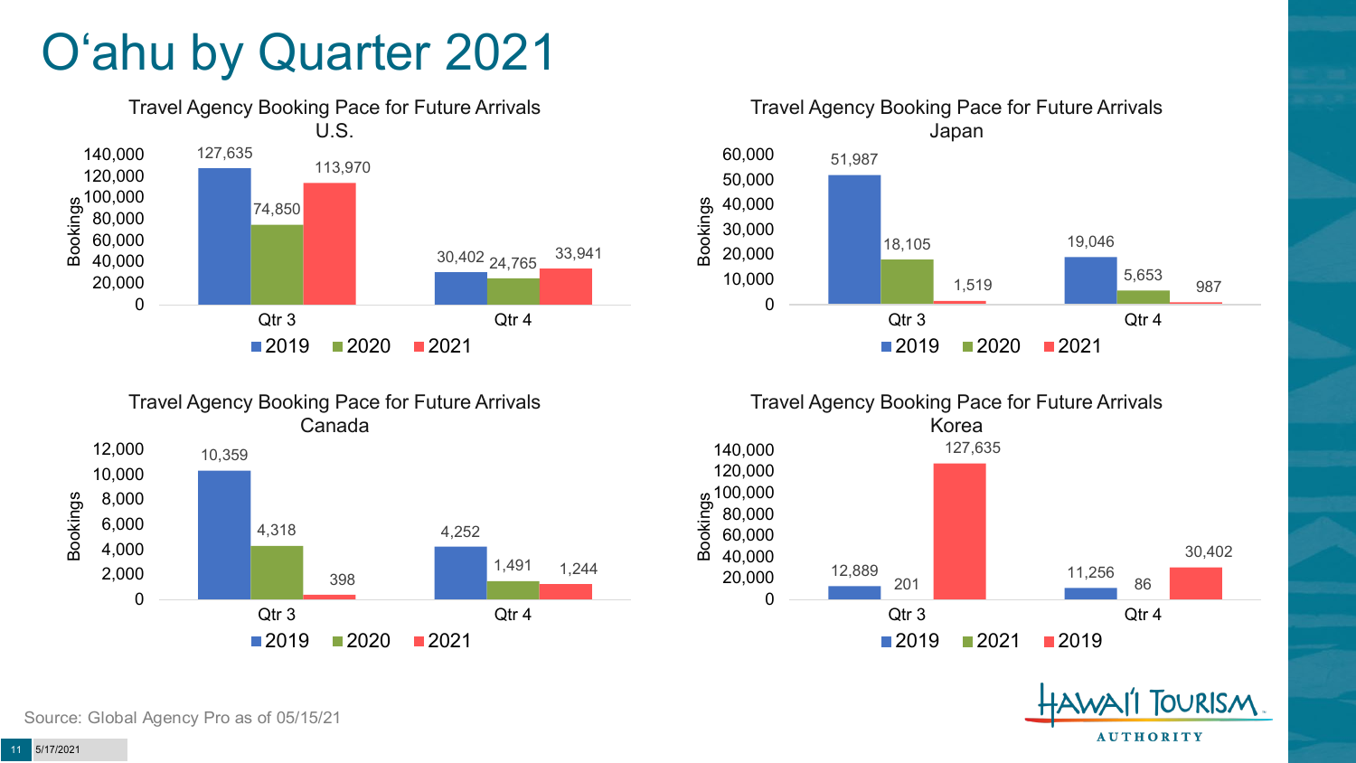# O'ahu by Quarter 2021

### Travel Agency Booking Pace for Future Arrivals U.S.

| Bookings | 2019 | 2020 | 2021 |
|---|---|---|---|
| Qtr 3 | 127,635 | 74,850 | 113,970 |
| Qtr 4 | 30,402 | 24,765 | 33,941 |

### Travel Agency Booking Pace for Future Arrivals Japan

| Bookings | 2019 | 2020 | 2021 |
|---|---|---|---|
| Qtr 3 | 51,987 | 18,105 | 1,519 |
| Qtr 4 | 19,046 | 5,653 | 987 |

### Travel Agency Booking Pace for Future Arrivals Canada

| Bookings | 2019 | 2020 | 2021 |
|---|---|---|---|
| Qtr 3 | 10,359 | 4,318 | 398 |
| Qtr 4 | 4,252 | 1,491 | 1,244 |

### Travel Agency Booking Pace for Future Arrivals Korea

| Bookings | 2019 | 2021 | 2019 |
|---|---|---|---|
| Qtr 3 | 12,889 | 201 | 127,635 |
| Qtr 4 | 11,256 | 86 | 30,402 |

Source: Global Agency Pro as of 05/15/21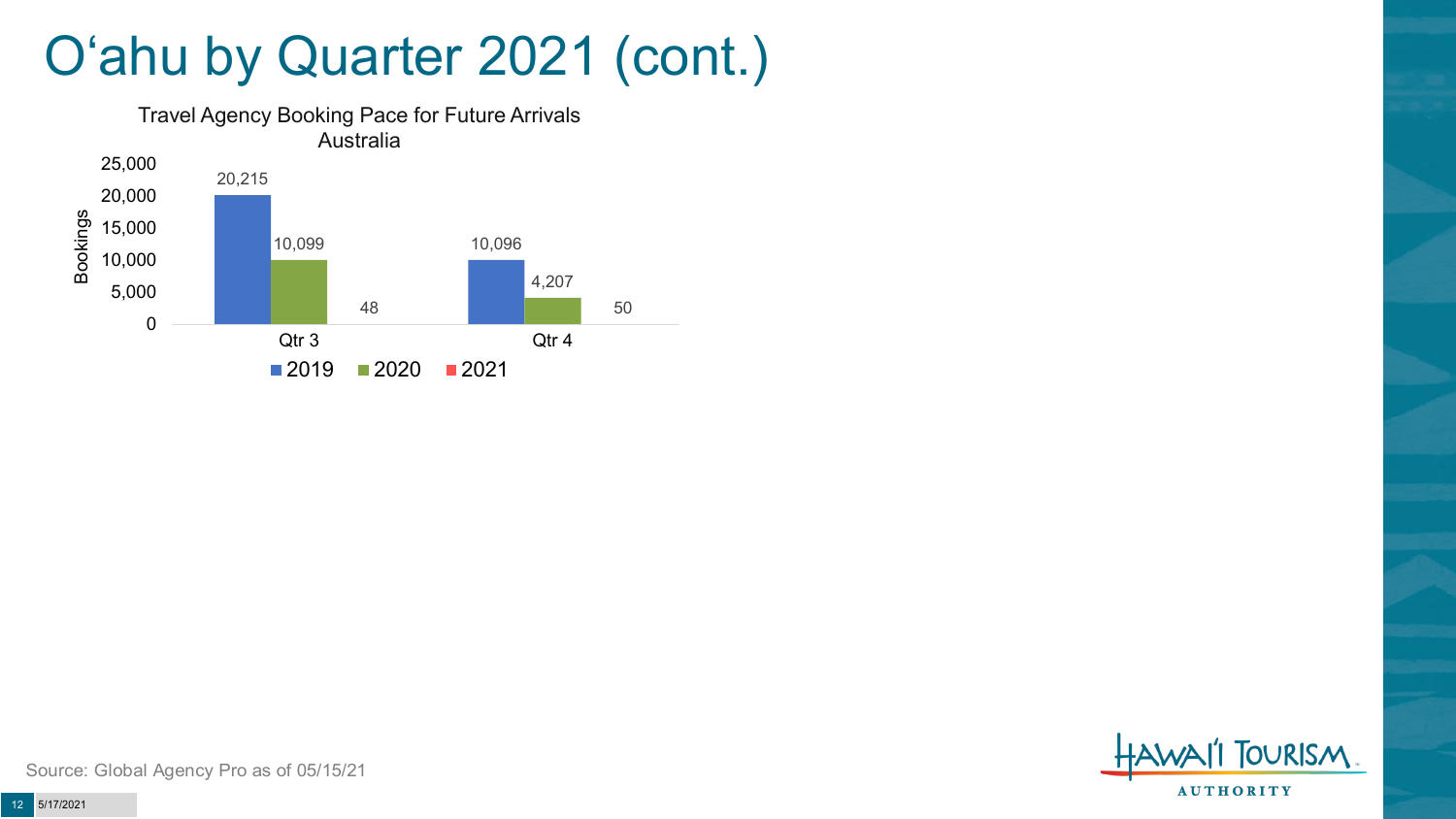# O'ahu by Quarter 2021 (cont.)

**Travel Agency Booking Pace for Future Arrivals Australia**

| Bookings | 2019 | 2020 | 2021 |
|---|---|---|---|
| Qtr 3 | 20,215 | 10,099 | 48 |
| Qtr 4 | 10,096 | 4,207 | 50 |

Source: Global Agency Pro as of 05/15/21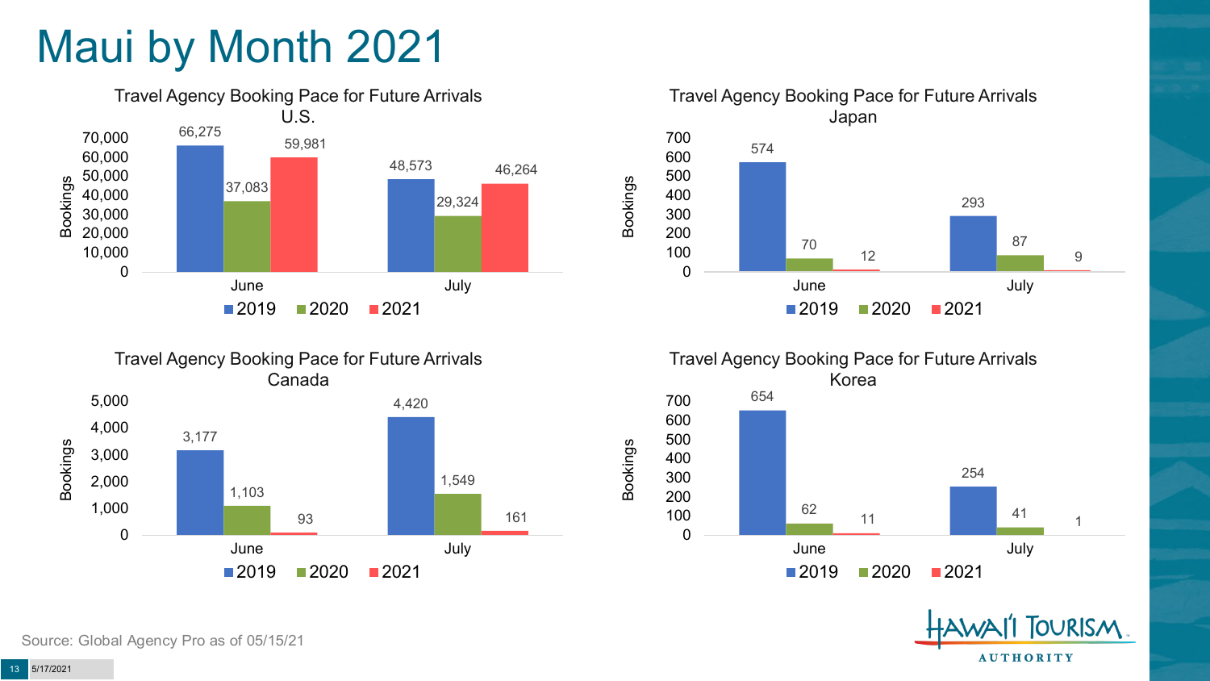# Maui by Month 2021

### Travel Agency Booking Pace for Future Arrivals U.S.

| Bookings | 2019 | 2020 | 2021 |
|---|---|---|---|
| June | 66,275 | 37,083 | 59,981 |
| July | 48,573 | 29,324 | 46,264 |

### Travel Agency Booking Pace for Future Arrivals Japan

| Bookings | 2019 | 2020 | 2021 |
|---|---|---|---|
| June | 574 | 70 | 12 |
| July | 293 | 87 | 9 |

### Travel Agency Booking Pace for Future Arrivals Canada

| Bookings | 2019 | 2020 | 2021 |
|---|---|---|---|
| June | 3,177 | 1,103 | 93 |
| July | 4,420 | 1,549 | 161 |

### Travel Agency Booking Pace for Future Arrivals Korea

| Bookings | 2019 | 2020 | 2021 |
|---|---|---|---|
| June | 654 | 62 | 11 |
| July | 254 | 41 | 1 |

Source: Global Agency Pro as of 05/15/21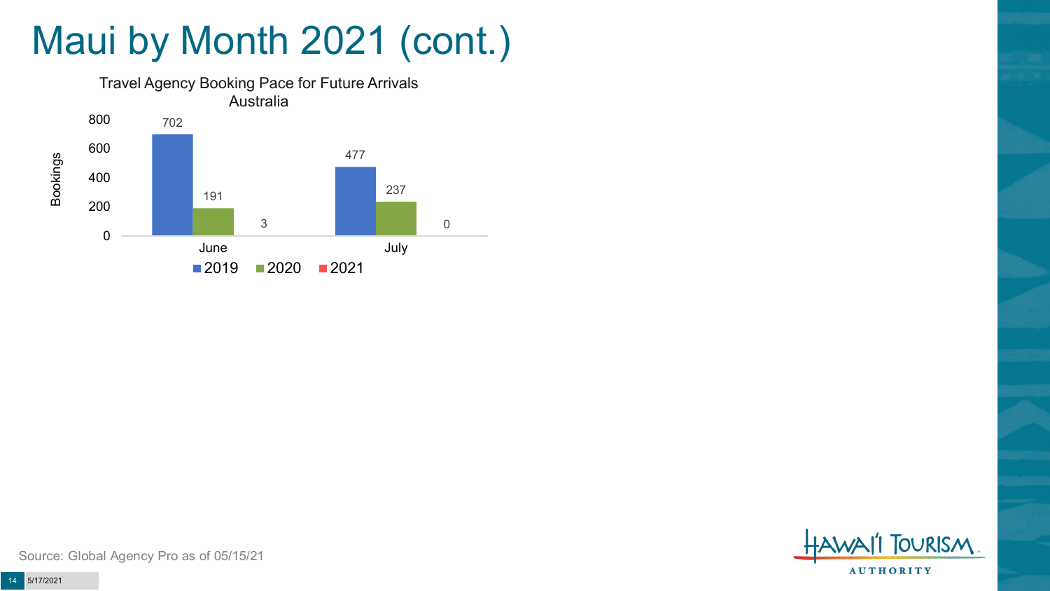# Maui by Month 2021 (cont.)

Travel Agency Booking Pace for Future Arrivals
Australia

| Month | 2019 | 2020 | 2021 |
|---|---|---|---|
| June | 702 | 191 | 3 |
| July | 477 | 237 | 0 |

Source: Global Agency Pro as of 05/15/21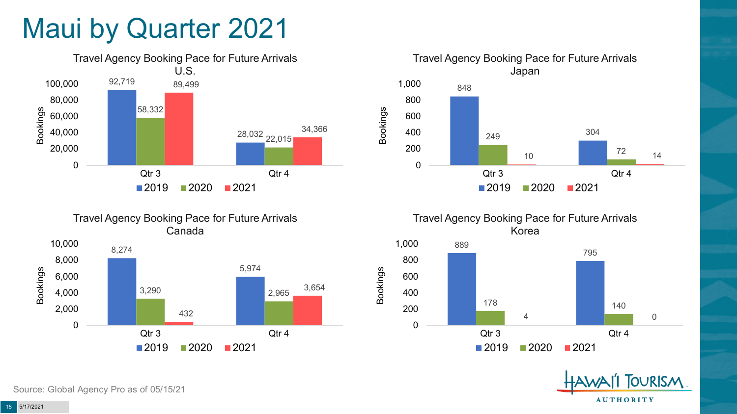# Maui by Quarter 2021

### Travel Agency Booking Pace for Future Arrivals U.S.

| Bookings | 2019 | 2020 | 2021 |
| --- | --- | --- | --- |
| Qtr 3 | 92,719 | 58,332 | 89,499 |
| Qtr 4 | 28,032 | 22,015 | 34,366 |

### Travel Agency Booking Pace for Future Arrivals Japan

| Bookings | 2019 | 2020 | 2021 |
| --- | --- | --- | --- |
| Qtr 3 | 848 | 249 | 10 |
| Qtr 4 | 304 | 72 | 14 |

### Travel Agency Booking Pace for Future Arrivals Canada

| Bookings | 2019 | 2020 | 2021 |
| --- | --- | --- | --- |
| Qtr 3 | 8,274 | 3,290 | 432 |
| Qtr 4 | 5,974 | 2,965 | 3,654 |

### Travel Agency Booking Pace for Future Arrivals Korea

| Bookings | 2019 | 2020 | 2021 |
| --- | --- | --- | --- |
| Qtr 3 | 889 | 178 | 4 |
| Qtr 4 | 795 | 140 | 0 |

Source: Global Agency Pro as of 05/15/21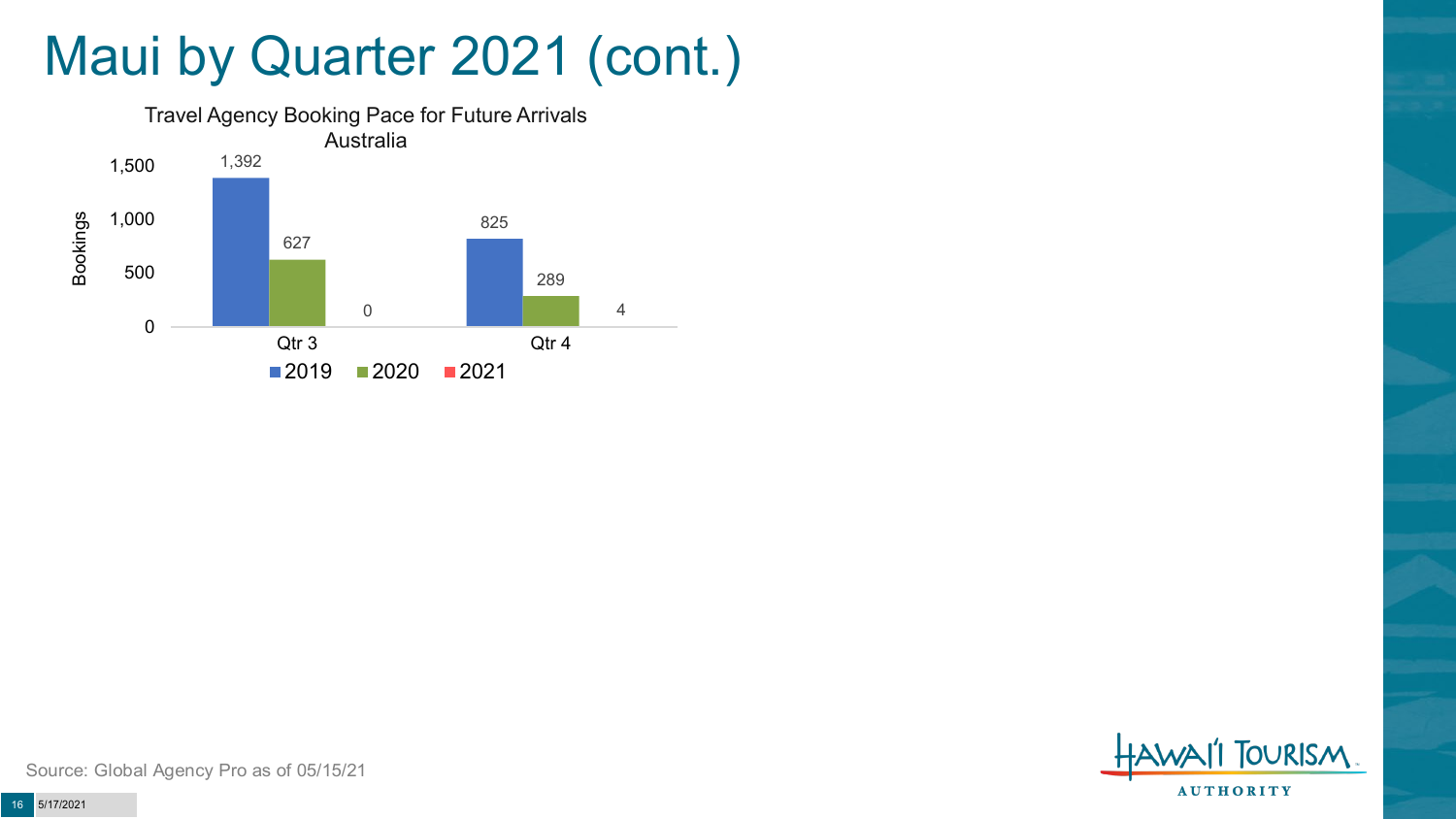# Maui by Quarter 2021 (cont.)

Travel Agency Booking Pace for Future Arrivals
Australia

| Bookings | 2019 | 2020 | 2021 |
|---|---|---|---|
| Qtr 3 | 1,392 | 627 | 0 |
| Qtr 4 | 825 | 289 | 4 |

Source: Global Agency Pro as of 05/15/21

5/17/2021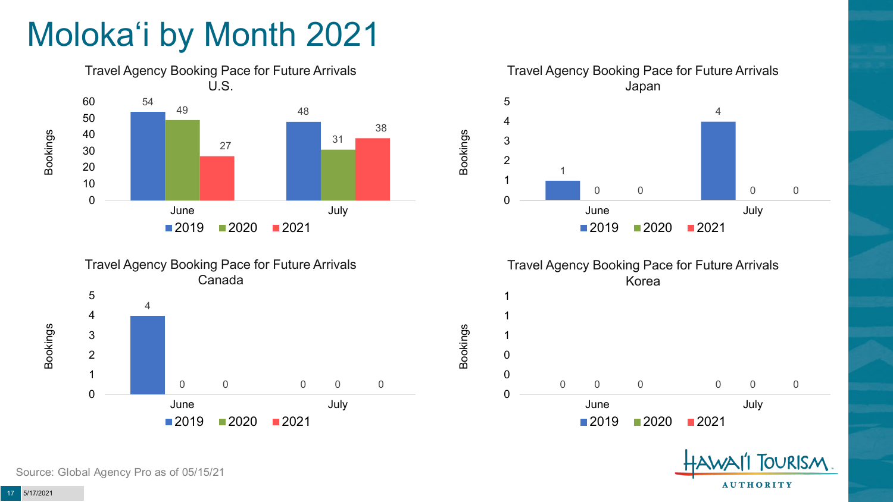# Molokaʻi by Month 2021

### Travel Agency Booking Pace for Future Arrivals U.S.

| Month | 2019 | 2020 | 2021 |
|---|---|---|---|
| June | 54 | 49 | 27 |
| July | 48 | 31 | 38 |

### Travel Agency Booking Pace for Future Arrivals Japan

| Month | 2019 | 2020 | 2021 |
|---|---|---|---|
| June | 1 | 0 | 0 |
| July | 4 | 0 | 0 |

### Travel Agency Booking Pace for Future Arrivals Canada

| Month | 2019 | 2020 | 2021 |
|---|---|---|---|
| June | 4 | 0 | 0 |
| July | 0 | 0 | 0 |

### Travel Agency Booking Pace for Future Arrivals Korea

| Month | 2019 | 2020 | 2021 |
|---|---|---|---|
| June | 0 | 0 | 0 |
| July | 0 | 0 | 0 |

Source: Global Agency Pro as of 05/15/21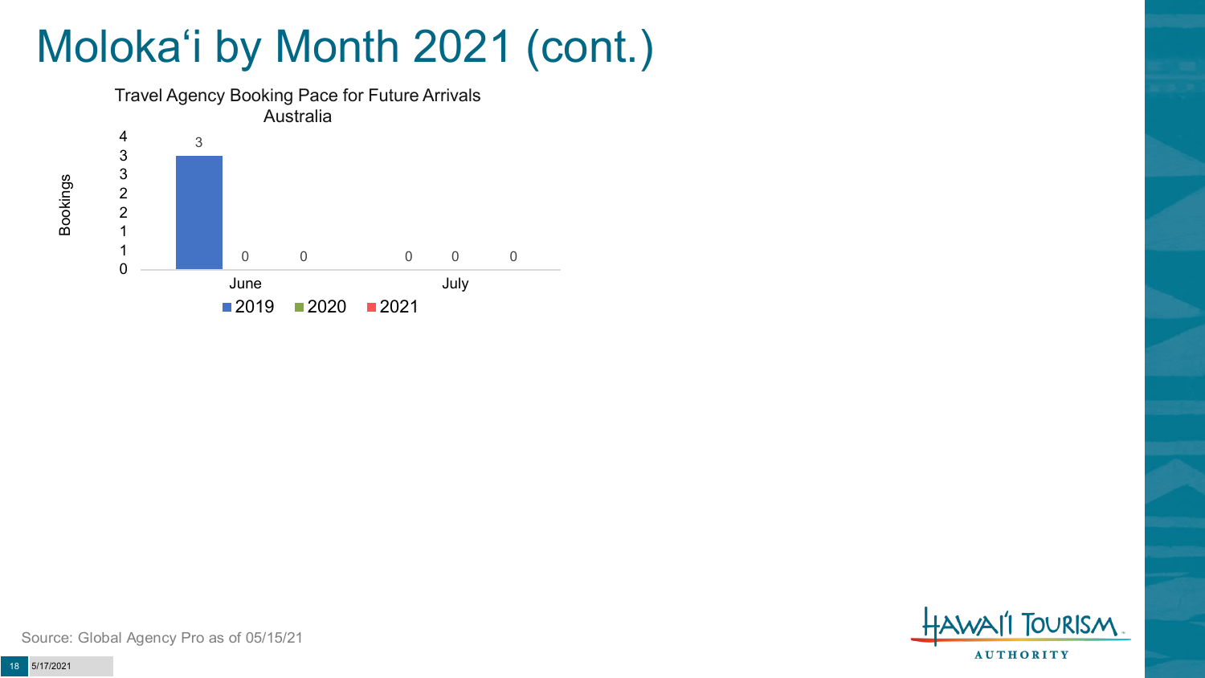# Molokaʻi by Month 2021 (cont.)

Travel Agency Booking Pace for Future Arrivals
Australia

| Bookings | 2019 | 2020 | 2021 |
|---|---|---|---|
| June | 3 | 0 | 0 |
| July | 0 | 0 | 0 |

Source: Global Agency Pro as of 05/15/21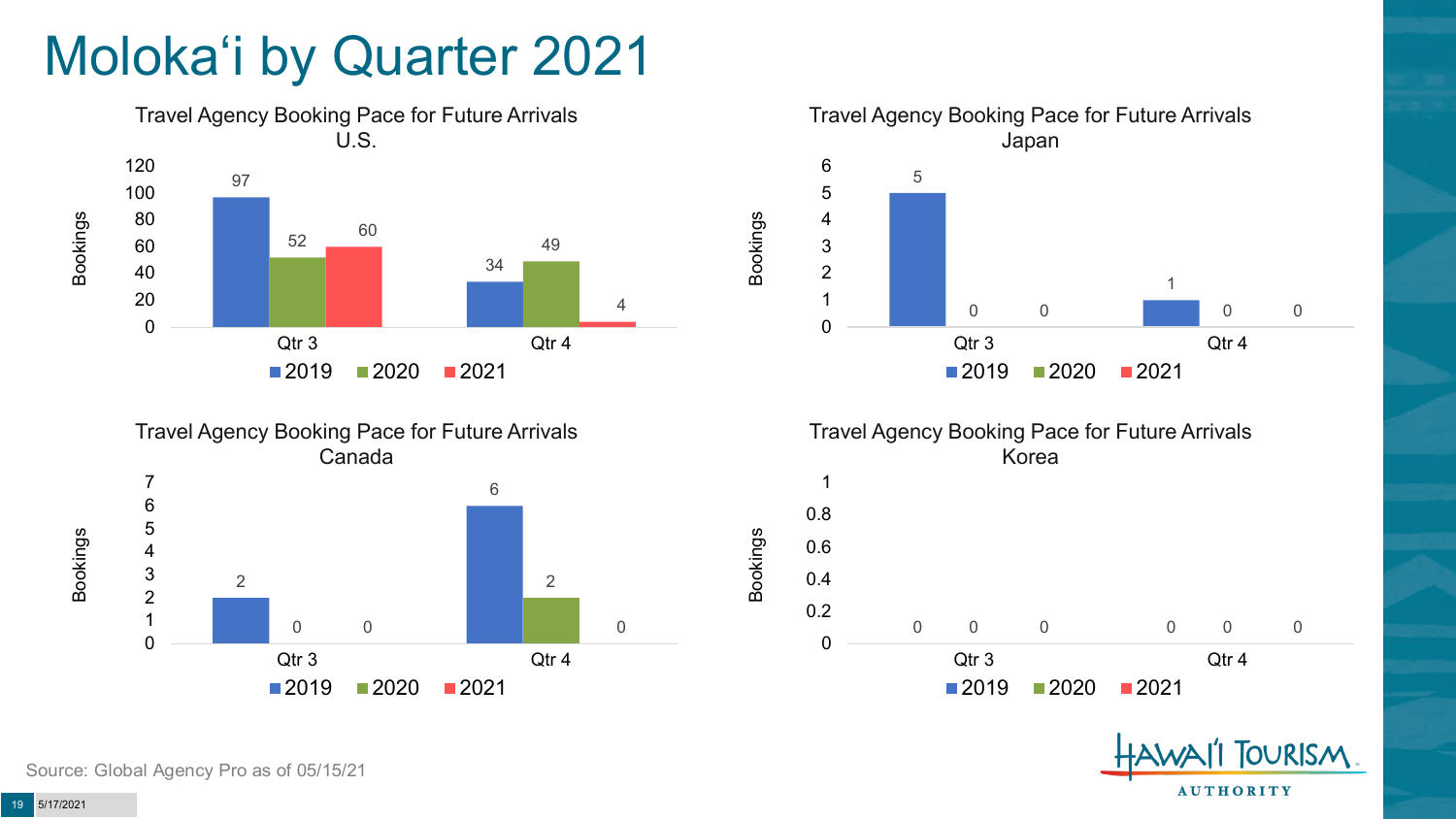# Moloka'i by Quarter 2021

### Travel Agency Booking Pace for Future Arrivals U.S.

| Bookings | 2019 | 2020 | 2021 |
|---|---|---|---|
| Qtr 3 | 97 | 52 | 60 |
| Qtr 4 | 34 | 49 | 4 |

### Travel Agency Booking Pace for Future Arrivals Japan

| Bookings | 2019 | 2020 | 2021 |
|---|---|---|---|
| Qtr 3 | 5 | 0 | 0 |
| Qtr 4 | 1 | 0 | 0 |

### Travel Agency Booking Pace for Future Arrivals Canada

| Bookings | 2019 | 2020 | 2021 |
|---|---|---|---|
| Qtr 3 | 2 | 0 | 0 |
| Qtr 4 | 6 | 2 | 0 |

### Travel Agency Booking Pace for Future Arrivals Korea

| Bookings | 2019 | 2020 | 2021 |
|---|---|---|---|
| Qtr 3 | 0 | 0 | 0 |
| Qtr 4 | 0 | 0 | 0 |

Source: Global Agency Pro as of 05/15/21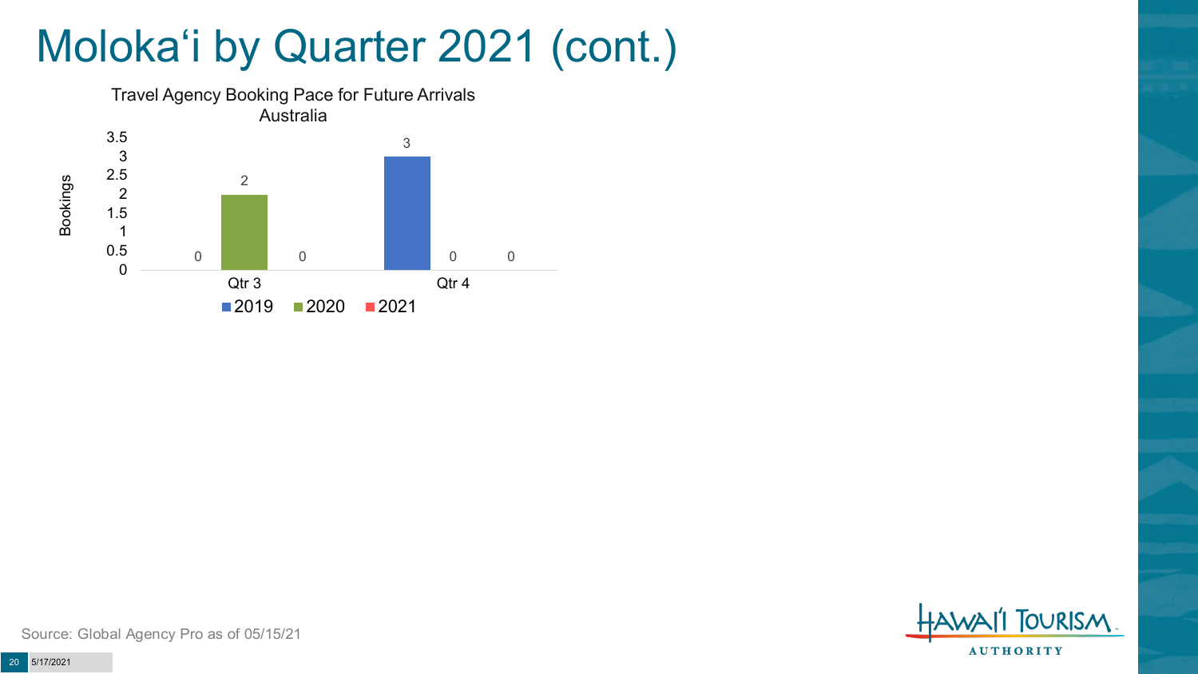# Molokaʻi by Quarter 2021 (cont.)

Travel Agency Booking Pace for Future Arrivals
Australia

| Quarter | 2019 | 2020 | 2021 |
|---|---|---|---|
| Qtr 3 | 0 | 2 | 0 |
| Qtr 4 | 3 | 0 | 0 |

Source: Global Agency Pro as of 05/15/21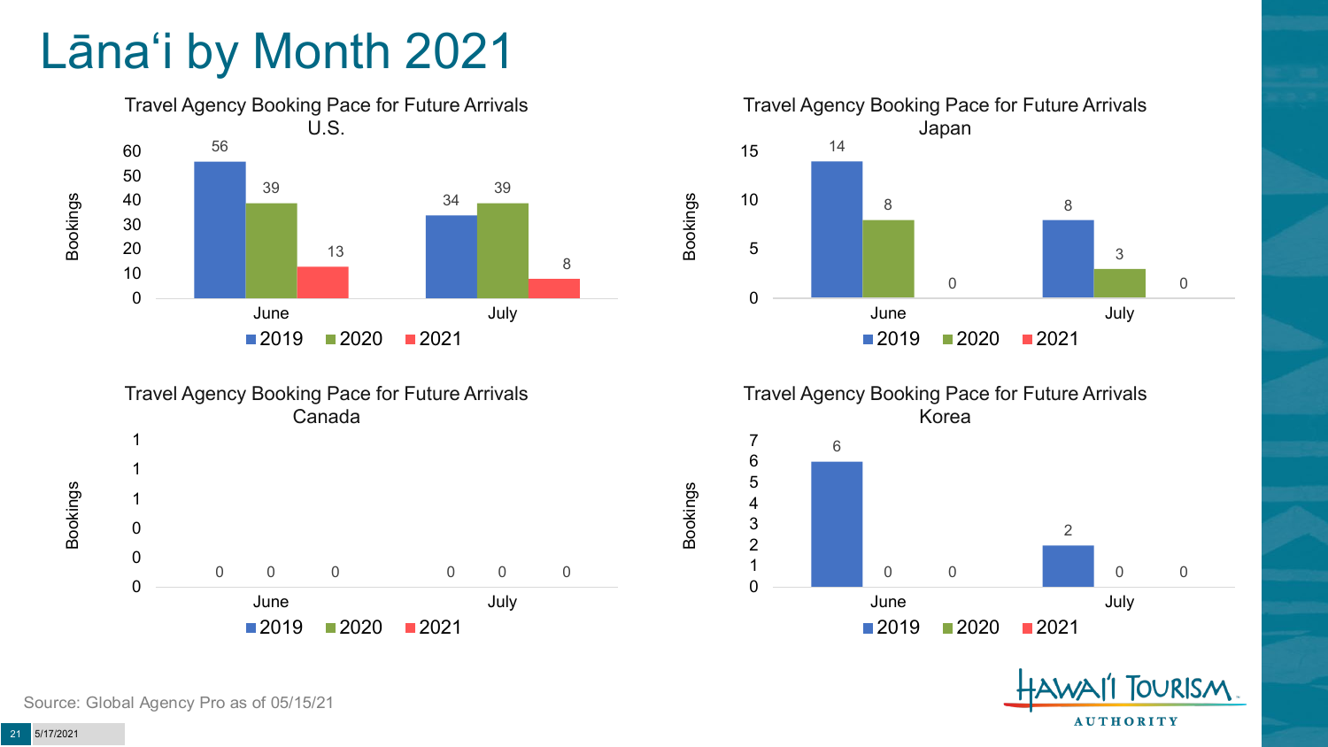# Lānaʻi by Month 2021

### Travel Agency Booking Pace for Future Arrivals U.S.

| | 2019 | 2020 | 2021 |
|---|---|---|---|
| June | 56 | 39 | 13 |
| July | 34 | 39 | 8 |

### Travel Agency Booking Pace for Future Arrivals Japan

| | 2019 | 2020 | 2021 |
|---|---|---|---|
| June | 14 | 8 | 0 |
| July | 8 | 3 | 0 |

### Travel Agency Booking Pace for Future Arrivals Canada

| | 2019 | 2020 | 2021 |
|---|---|---|---|
| June | 0 | 0 | 0 |
| July | 0 | 0 | 0 |

### Travel Agency Booking Pace for Future Arrivals Korea

| | 2019 | 2020 | 2021 |
|---|---|---|---|
| June | 6 | 0 | 0 |
| July | 2 | 0 | 0 |

Source: Global Agency Pro as of 05/15/21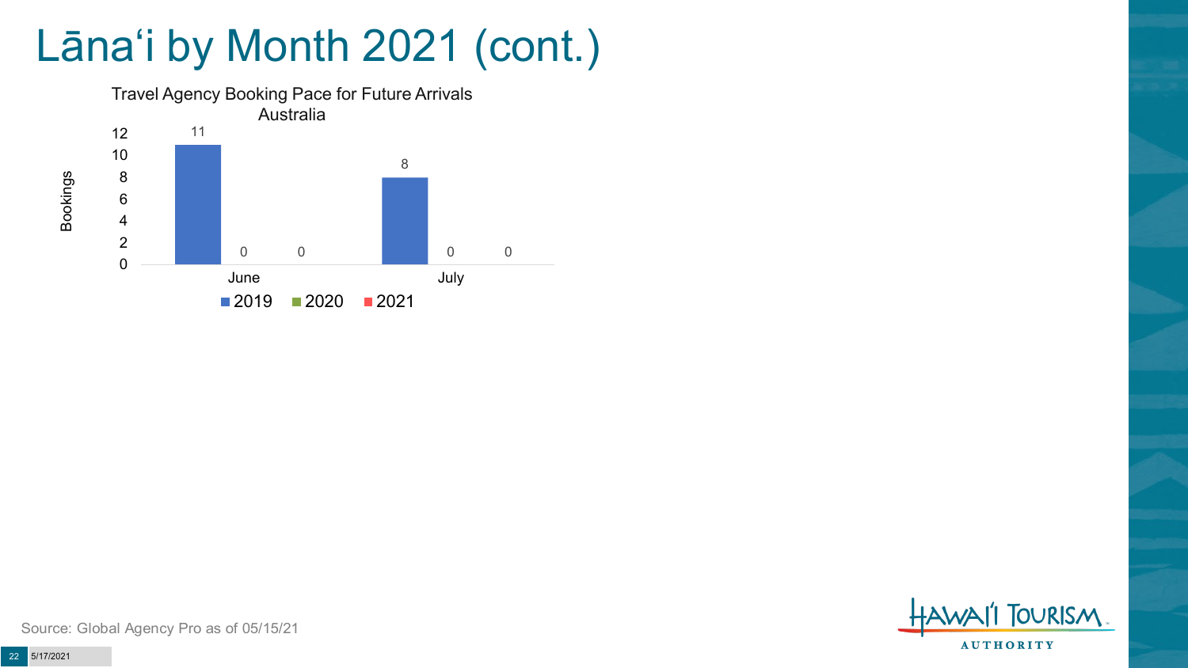# Lāna'i by Month 2021 (cont.)

Travel Agency Booking Pace for Future Arrivals
Australia

| Month | 2019 | 2020 | 2021 |
|---|---|---|---|
| June | 11 | 0 | 0 |
| July | 8 | 0 | 0 |

Source: Global Agency Pro as of 05/15/21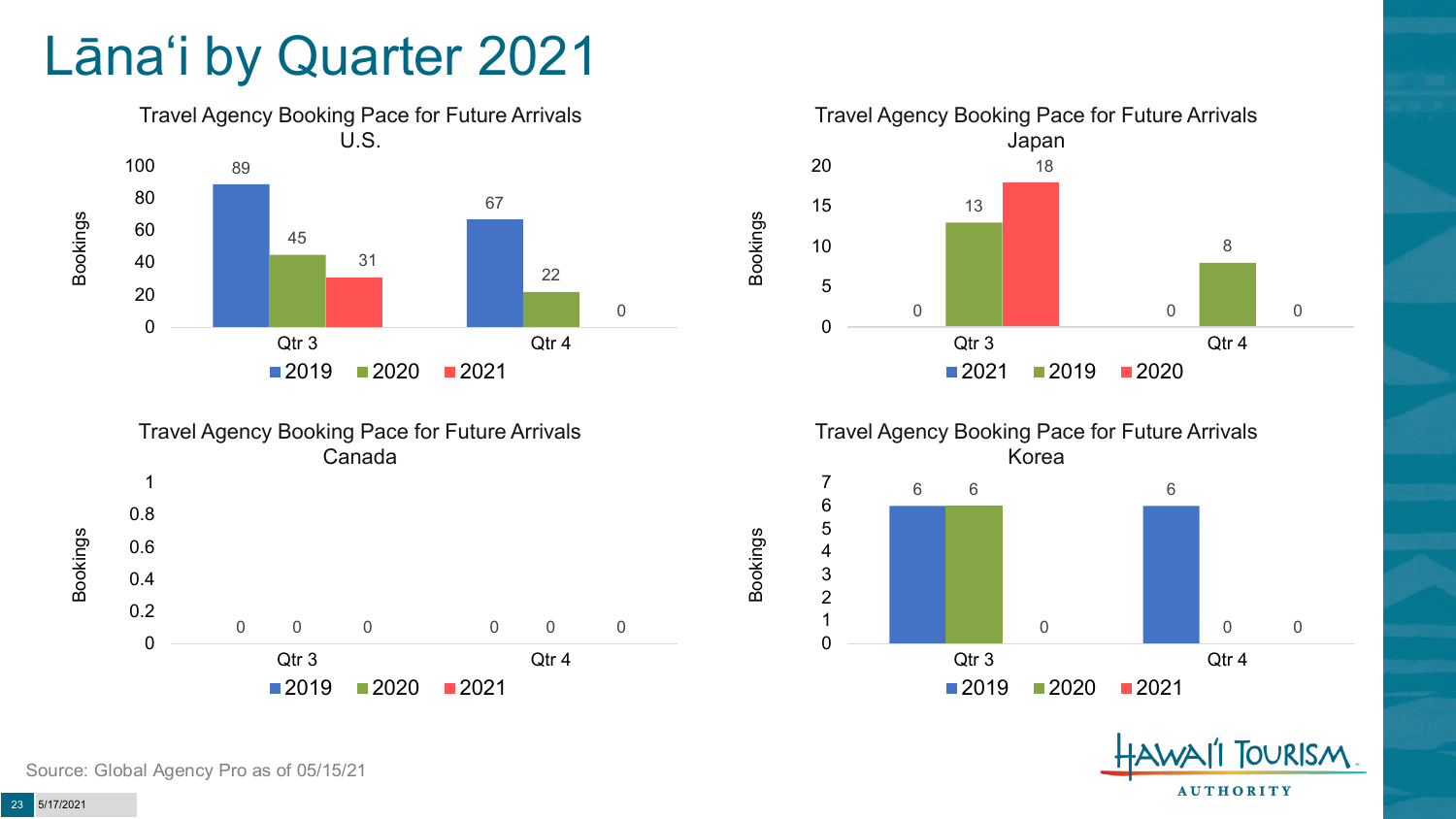# Lānaʻi by Quarter 2021

### Travel Agency Booking Pace for Future Arrivals U.S.

| Bookings | 2019 | 2020 | 2021 |
|---|---|---|---|
| Qtr 3 | 89 | 45 | 31 |
| Qtr 4 | 67 | 22 | 0 |

### Travel Agency Booking Pace for Future Arrivals Japan

| Bookings | 2021 | 2019 | 2020 |
|---|---|---|---|
| Qtr 3 | 0 | 13 | 18 |
| Qtr 4 | 0 | 8 | 0 |

### Travel Agency Booking Pace for Future Arrivals Canada

| Bookings | 2019 | 2020 | 2021 |
|---|---|---|---|
| Qtr 3 | 0 | 0 | 0 |
| Qtr 4 | 0 | 0 | 0 |

### Travel Agency Booking Pace for Future Arrivals Korea

| Bookings | 2019 | 2020 | 2021 |
|---|---|---|---|
| Qtr 3 | 6 | 6 | 0 |
| Qtr 4 | 6 | 0 | 0 |

Source: Global Agency Pro as of 05/15/21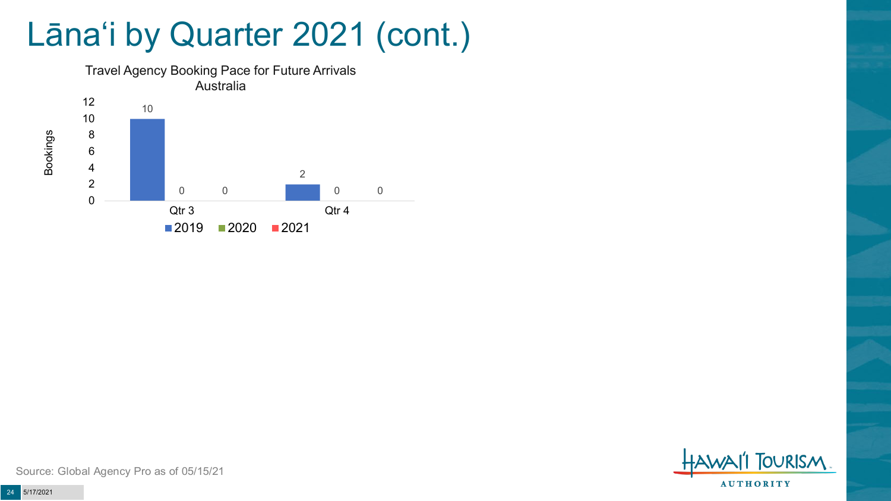# Lānaʻi by Quarter 2021 (cont.)

Travel Agency Booking Pace for Future Arrivals
Australia

| | 2019 | 2020 | 2021 |
|---|---|---|---|
| Qtr 3 | 10 | 0 | 0 |
| Qtr 4 | 2 | 0 | 0 |

Source: Global Agency Pro as of 05/15/21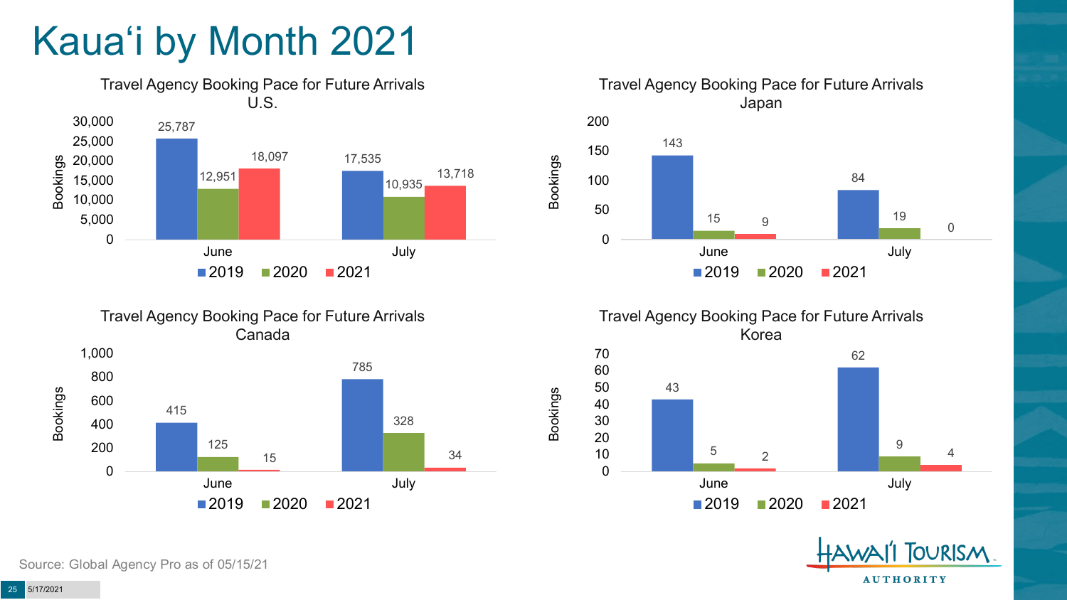# Kauaʻi by Month 2021

### Travel Agency Booking Pace for Future Arrivals U.S.

| Bookings | 2019 | 2020 | 2021 |
|---|---|---|---|
| June | 25,787 | 12,951 | 18,097 |
| July | 17,535 | 10,935 | 13,718 |

### Travel Agency Booking Pace for Future Arrivals Japan

| Bookings | 2019 | 2020 | 2021 |
|---|---|---|---|
| June | 143 | 15 | 9 |
| July | 84 | 19 | 0 |

### Travel Agency Booking Pace for Future Arrivals Canada

| Bookings | 2019 | 2020 | 2021 |
|---|---|---|---|
| June | 415 | 125 | 15 |
| July | 785 | 328 | 34 |

### Travel Agency Booking Pace for Future Arrivals Korea

| Bookings | 2019 | 2020 | 2021 |
|---|---|---|---|
| June | 43 | 5 | 2 |
| July | 62 | 9 | 4 |

Source: Global Agency Pro as of 05/15/21

5/17/2021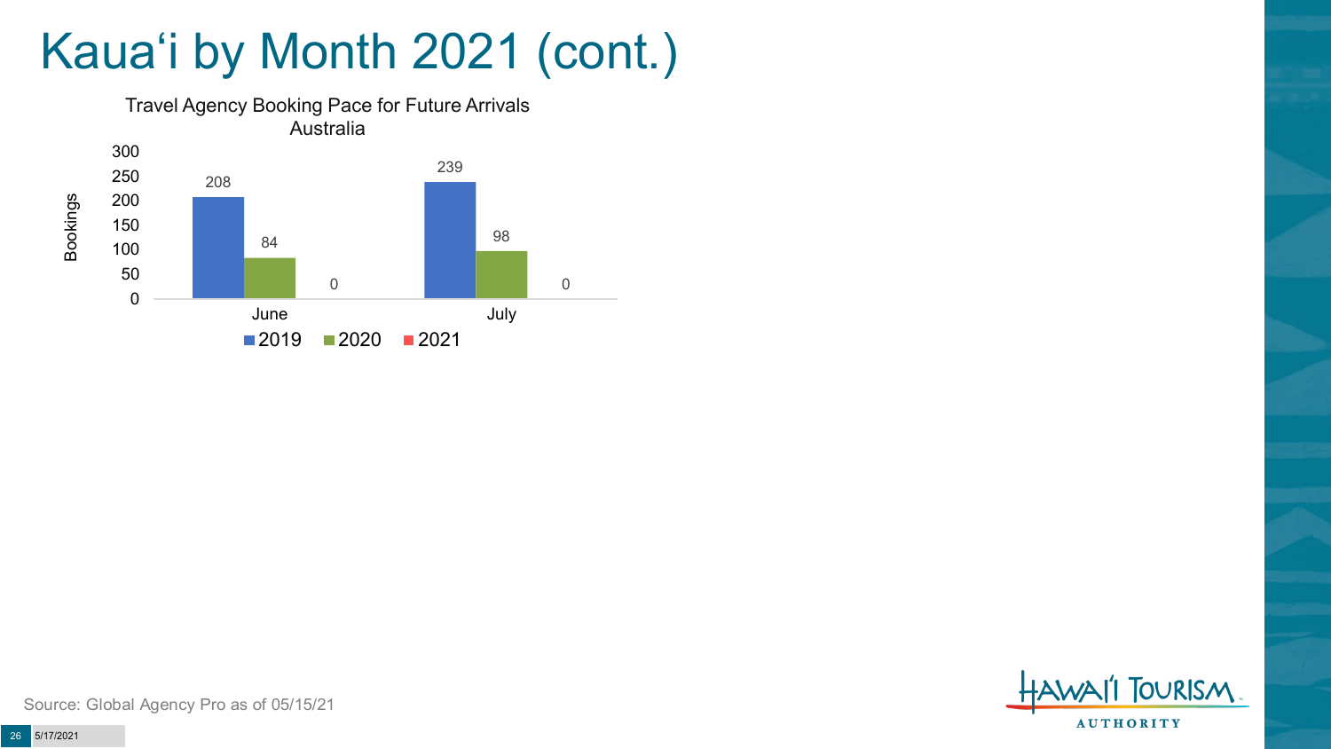# Kauaʻi by Month 2021 (cont.)

**Travel Agency Booking Pace for Future Arrivals**
**Australia**

| Month | 2019 | 2020 | 2021 |
| --- | --- | --- | --- |
| June | 208 | 84 | 0 |
| July | 239 | 98 | 0 |

Source: Global Agency Pro as of 05/15/21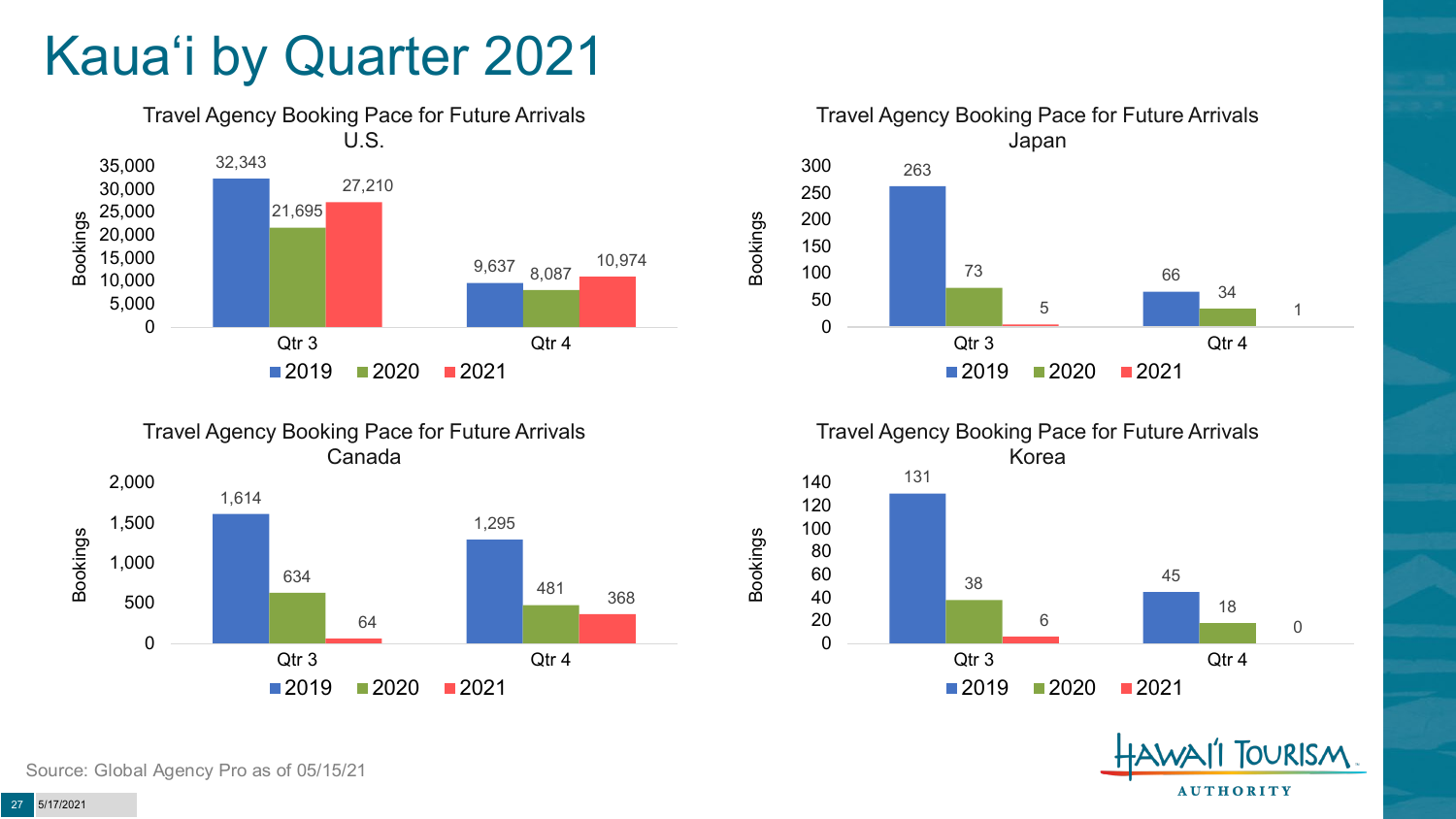# Kauaʻi by Quarter 2021

### Travel Agency Booking Pace for Future Arrivals U.S.

| Bookings | 2019 | 2020 | 2021 |
| --- | --- | --- | --- |
| Qtr 3 | 32,343 | 21,695 | 27,210 |
| Qtr 4 | 9,637 | 8,087 | 10,974 |

### Travel Agency Booking Pace for Future Arrivals Japan

| Bookings | 2019 | 2020 | 2021 |
| --- | --- | --- | --- |
| Qtr 3 | 263 | 73 | 5 |
| Qtr 4 | 66 | 34 | 1 |

### Travel Agency Booking Pace for Future Arrivals Canada

| Bookings | 2019 | 2020 | 2021 |
| --- | --- | --- | --- |
| Qtr 3 | 1,614 | 634 | 64 |
| Qtr 4 | 1,295 | 481 | 368 |

### Travel Agency Booking Pace for Future Arrivals Korea

| Bookings | 2019 | 2020 | 2021 |
| --- | --- | --- | --- |
| Qtr 3 | 131 | 38 | 6 |
| Qtr 4 | 45 | 18 | 0 |

Source: Global Agency Pro as of 05/15/21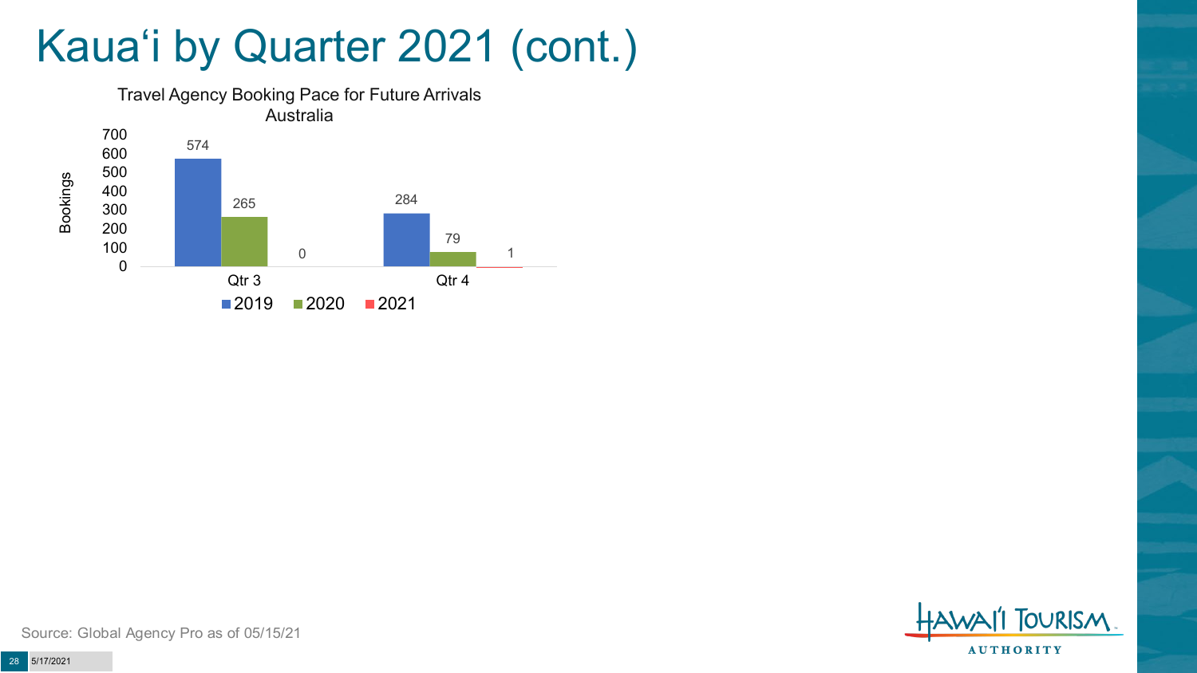# Kauaʻi by Quarter 2021 (cont.)

**Travel Agency Booking Pace for Future Arrivals**
**Australia**

| Quarter | 2019 | 2020 | 2021 |
|---|---|---|---|
| Qtr 3 | 574 | 265 | 0 |
| Qtr 4 | 284 | 79 | 1 |

Source: Global Agency Pro as of 05/15/21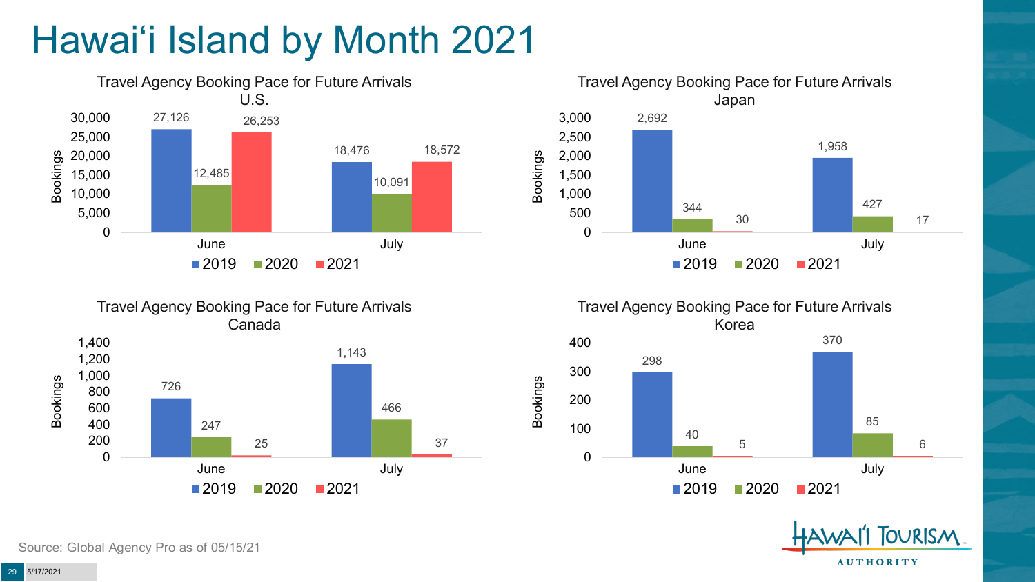# Hawai‘i Island by Month 2021

### Travel Agency Booking Pace for Future Arrivals U.S.

| Month | 2019 | 2020 | 2021 |
|---|---|---|---|
| June | 27,126 | 12,485 | 26,253 |
| July | 18,476 | 10,091 | 18,572 |

### Travel Agency Booking Pace for Future Arrivals Japan

| Month | 2019 | 2020 | 2021 |
|---|---|---|---|
| June | 2,692 | 344 | 30 |
| July | 1,958 | 427 | 17 |

### Travel Agency Booking Pace for Future Arrivals Canada

| Month | 2019 | 2020 | 2021 |
|---|---|---|---|
| June | 726 | 247 | 25 |
| July | 1,143 | 466 | 37 |

### Travel Agency Booking Pace for Future Arrivals Korea

| Month | 2019 | 2020 | 2021 |
|---|---|---|---|
| June | 298 | 40 | 5 |
| July | 370 | 85 | 6 |

Source: Global Agency Pro as of 05/15/21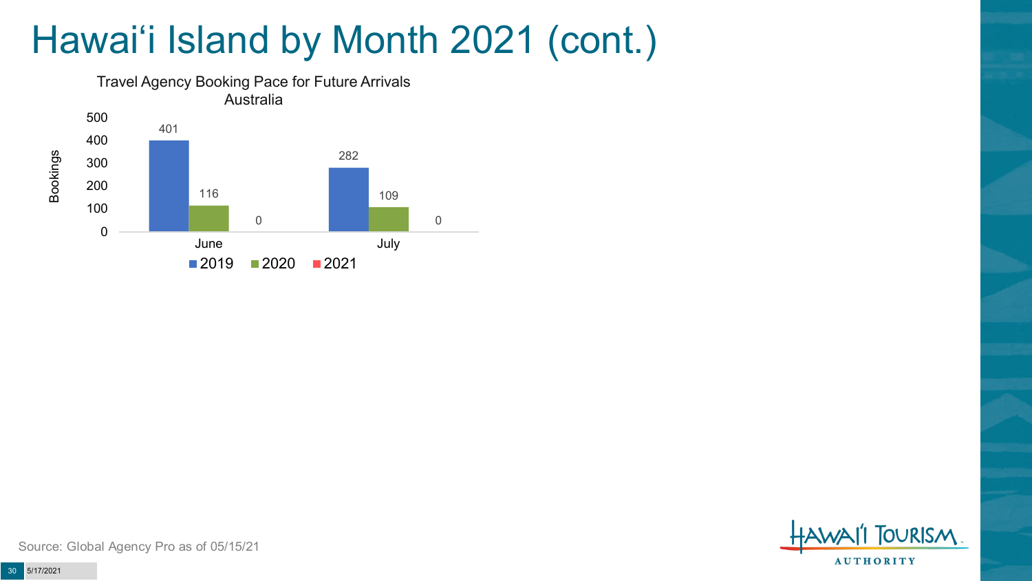# Hawai'i Island by Month 2021 (cont.)

Travel Agency Booking Pace for Future Arrivals
Australia

| Month | 2019 | 2020 | 2021 |
|---|---|---|---|
| June | 401 | 116 | 0 |
| July | 282 | 109 | 0 |

Source: Global Agency Pro as of 05/15/21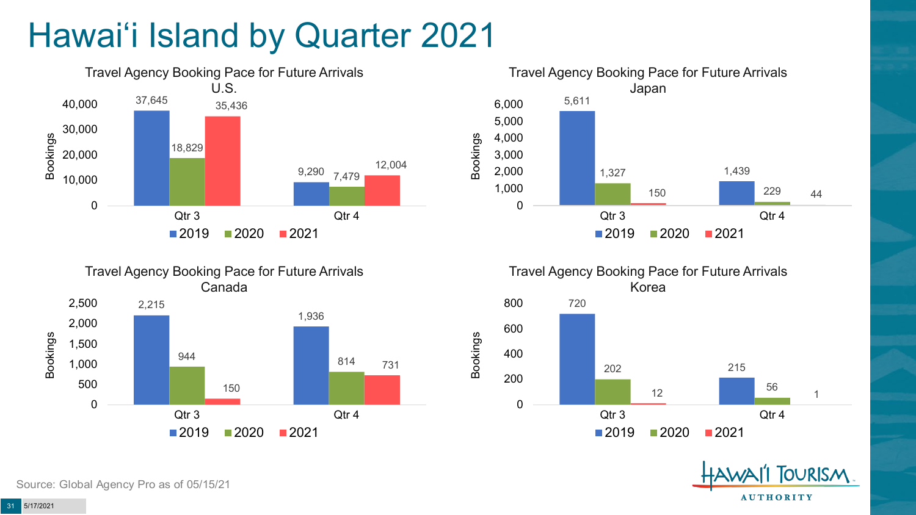# Hawai'i Island by Quarter 2021

### Travel Agency Booking Pace for Future Arrivals U.S.

| Bookings | 2019 | 2020 | 2021 |
|---|---|---|---|
| Qtr 3 | 37,645 | 18,829 | 35,436 |
| Qtr 4 | 9,290 | 7,479 | 12,004 |

### Travel Agency Booking Pace for Future Arrivals Japan

| Bookings | 2019 | 2020 | 2021 |
|---|---|---|---|
| Qtr 3 | 5,611 | 1,327 | 150 |
| Qtr 4 | 1,439 | 229 | 44 |

### Travel Agency Booking Pace for Future Arrivals Canada

| Bookings | 2019 | 2020 | 2021 |
|---|---|---|---|
| Qtr 3 | 2,215 | 944 | 150 |
| Qtr 4 | 1,936 | 814 | 731 |

### Travel Agency Booking Pace for Future Arrivals Korea

| Bookings | 2019 | 2020 | 2021 |
|---|---|---|---|
| Qtr 3 | 720 | 202 | 12 |
| Qtr 4 | 215 | 56 | 1 |

Source: Global Agency Pro as of 05/15/21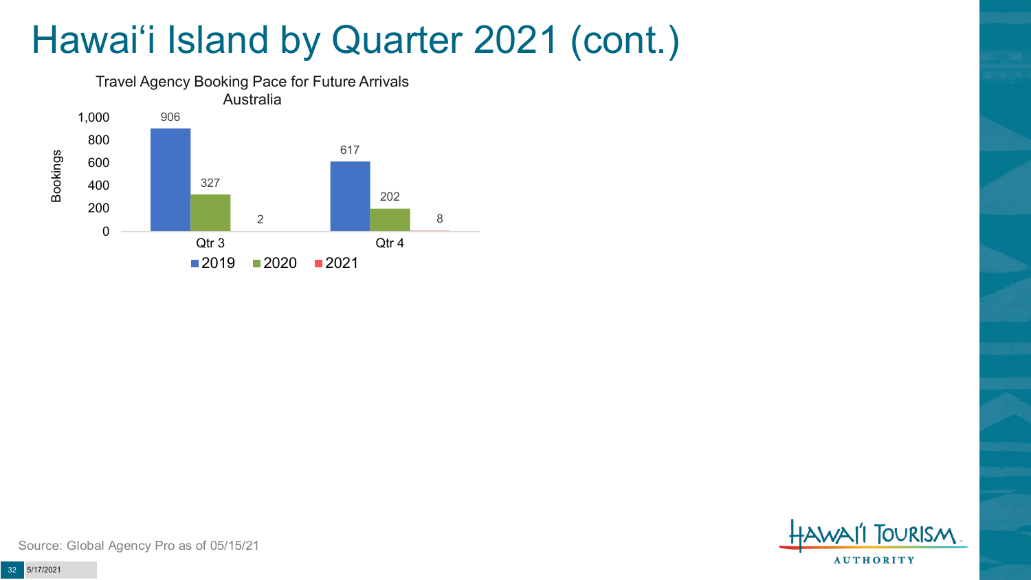# Hawai‘i Island by Quarter 2021 (cont.)

Travel Agency Booking Pace for Future Arrivals
Australia

Bookings

1,000
800
600
400
200
0

906
327
2
617
202
8

Qtr 3
Qtr 4

2019 2020 2021

Source: Global Agency Pro as of 05/15/21